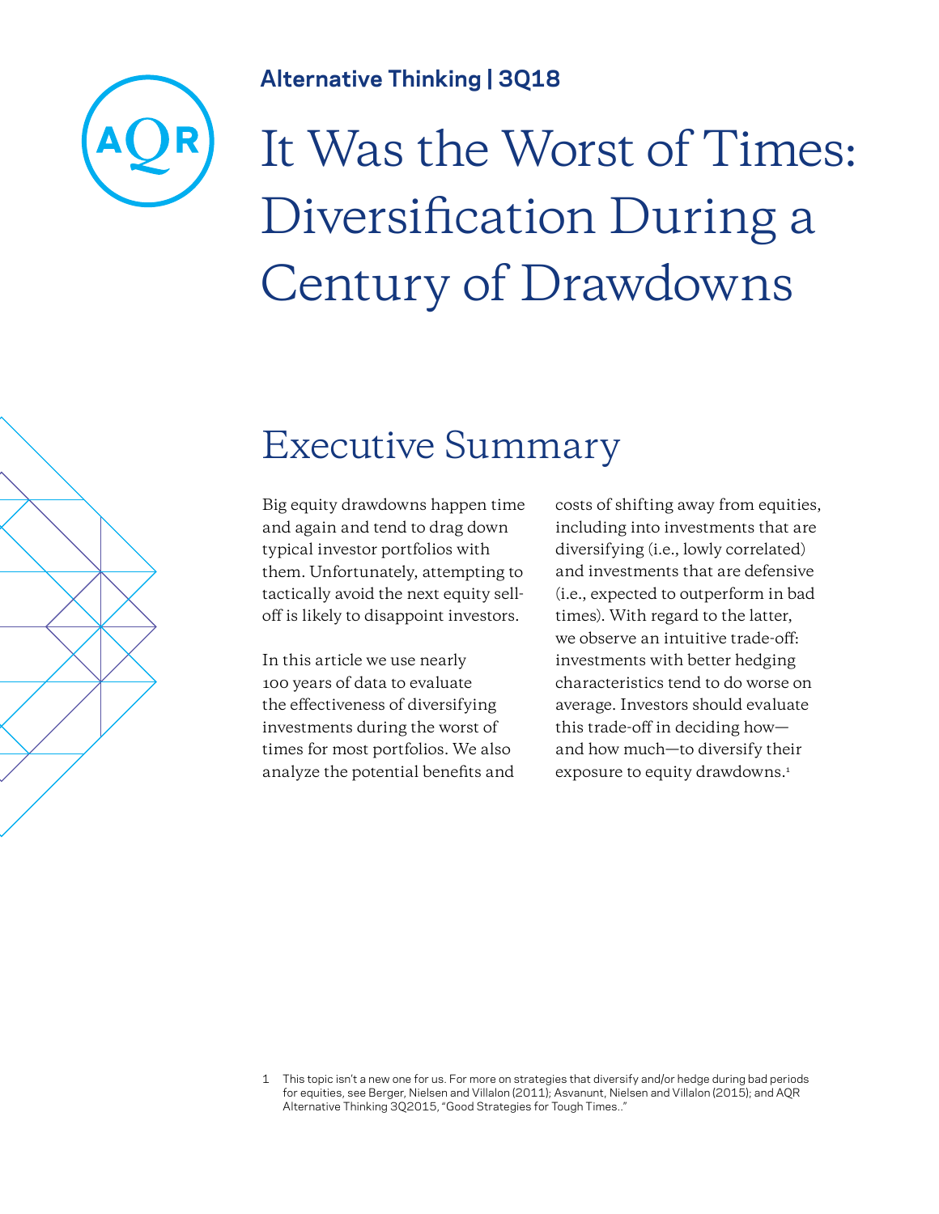**Alternative Thinking | 3Q18**

# It Was the Worst of Times: Diversification During a Century of Drawdowns

## Executive Summary

Big equity drawdowns happen time and again and tend to drag down typical investor portfolios with them. Unfortunately, attempting to tactically avoid the next equity sell-off is likely to disappoint investors.

In this article we use nearly 100 years of data to evaluate the effectiveness of diversifying investments during the worst of times for most portfolios. We also analyze the potential benefits and costs of shifting away from equities, including into investments that are diversifying (i.e., lowly correlated) and investments that are defensive (i.e., expected to outperform in bad times). With regard to the latter, we observe an intuitive trade-off: investments with better hedging characteristics tend to do worse on average. Investors should evaluate this trade-off in deciding how—and how much—to diversify their exposure to equity drawdowns.[1]

1 This topic isn't a new one for us. For more on strategies that diversify and/or hedge during bad periods for equities, see Berger, Nielsen and Villalon (2011); Asvanunt, Nielsen and Villalon (2015); and AQR Alternative Thinking 3Q2015, "Good Strategies for Tough Times.."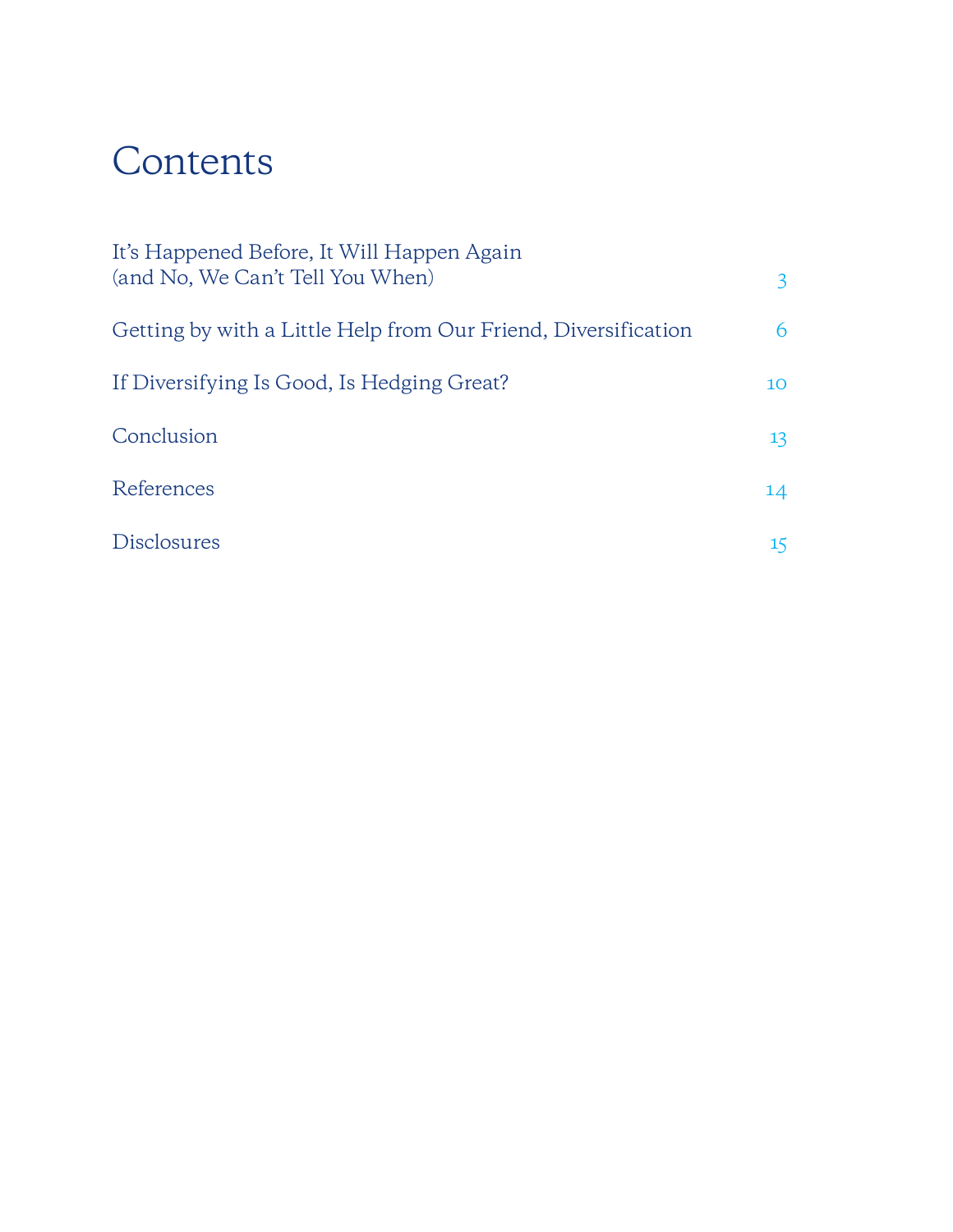# Contents

| | |
|---|---|
| It's Happened Before, It Will Happen Again (and No, We Can't Tell You When) | 3 |
| Getting by with a Little Help from Our Friend, Diversification | 6 |
| If Diversifying Is Good, Is Hedging Great? | 10 |
| Conclusion | 13 |
| References | 14 |
| Disclosures | 15 |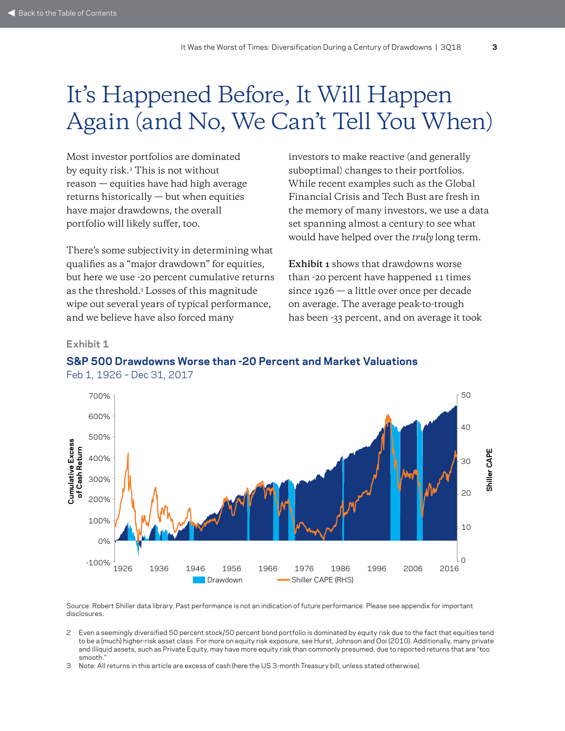# It's Happened Before, It Will Happen Again (and No, We Can't Tell You When)

Most investor portfolios are dominated by equity risk.[2] This is not without reason — equities have had high average returns historically — but when equities have major drawdowns, the overall portfolio will likely suffer, too.

There's some subjectivity in determining what qualifies as a "major drawdown" for equities, but here we use -20 percent cumulative returns as the threshold.[3] Losses of this magnitude wipe out several years of typical performance, and we believe have also forced many investors to make reactive (and generally suboptimal) changes to their portfolios. While recent examples such as the Global Financial Crisis and Tech Bust are fresh in the memory of many investors, we use a data set spanning almost a century to see what would have helped over the *truly* long term.

**Exhibit 1** shows that drawdowns worse than -20 percent have happened 11 times since 1926 — a little over once per decade on average. The average peak-to-trough has been -33 percent, and on average it took

**Exhibit 1**

**S&P 500 Drawdowns Worse than -20 Percent and Market Valuations**

Feb 1, 1926 – Dec 31, 2017

Source: Robert Shiller data library. Past performance is not an indication of future performance. Please see appendix for important disclosures.

2 Even a seemingly diversified 50 percent stock/50 percent bond portfolio is dominated by equity risk due to the fact that equities tend to be a (much) higher-risk asset class. For more on equity risk exposure, see Hurst, Johnson and Ooi (2010). Additionally, many private and illiquid assets, such as Private Equity, may have more equity risk than commonly presumed, due to reported returns that are "too smooth."

3 Note: All returns in this article are excess of cash (here the US 3-month Treasury bill, unless stated otherwise).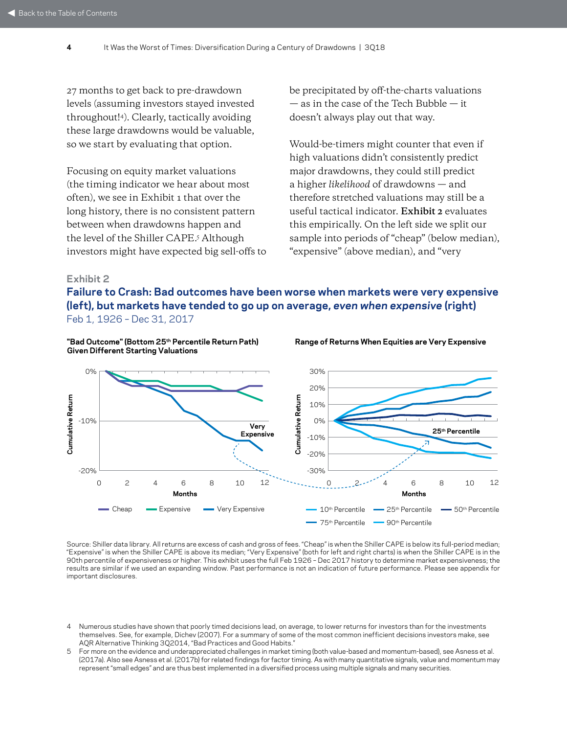27 months to get back to pre-drawdown levels (assuming investors stayed invested throughout![4]). Clearly, tactically avoiding these large drawdowns would be valuable, so we start by evaluating that option.

Focusing on equity market valuations (the timing indicator we hear about most often), we see in Exhibit 1 that over the long history, there is no consistent pattern between when drawdowns happen and the level of the Shiller CAPE.[5] Although investors might have expected big sell-offs to be precipitated by off-the-charts valuations — as in the case of the Tech Bubble — it doesn't always play out that way.

Would-be-timers might counter that even if high valuations didn't consistently predict major drawdowns, they could still predict a higher *likelihood* of drawdowns — and therefore stretched valuations may still be a useful tactical indicator. **Exhibit 2** evaluates this empirically. On the left side we split our sample into periods of "cheap" (below median), "expensive" (above median), and "very

### Exhibit 2

## Failure to Crash: Bad outcomes have been worse when markets were very expensive (left), but markets have tended to go up on average, *even when expensive* (right)

Feb 1, 1926 – Dec 31, 2017

Source: Shiller data library. All returns are excess of cash and gross of fees. "Cheap" is when the Shiller CAPE is below its full-period median; "Expensive" is when the Shiller CAPE is above its median; "Very Expensive" (both for left and right charts) is when the Shiller CAPE is in the 90th percentile of expensiveness or higher. This exhibit uses the full Feb 1926 – Dec 2017 history to determine market expensiveness; the results are similar if we used an expanding window. Past performance is not an indication of future performance. Please see appendix for important disclosures.

---

4 Numerous studies have shown that poorly timed decisions lead, on average, to lower returns for investors than for the investments themselves. See, for example, Dichev (2007). For a summary of some of the most common inefficient decisions investors make, see AQR Alternative Thinking 3Q2014, "Bad Practices and Good Habits."

5 For more on the evidence and underappreciated challenges in market timing (both value-based and momentum-based), see Asness et al. (2017a). Also see Asness et al. (2017b) for related findings for factor timing. As with many quantitative signals, value and momentum may represent "small edges" and are thus best implemented in a diversified process using multiple signals and many securities.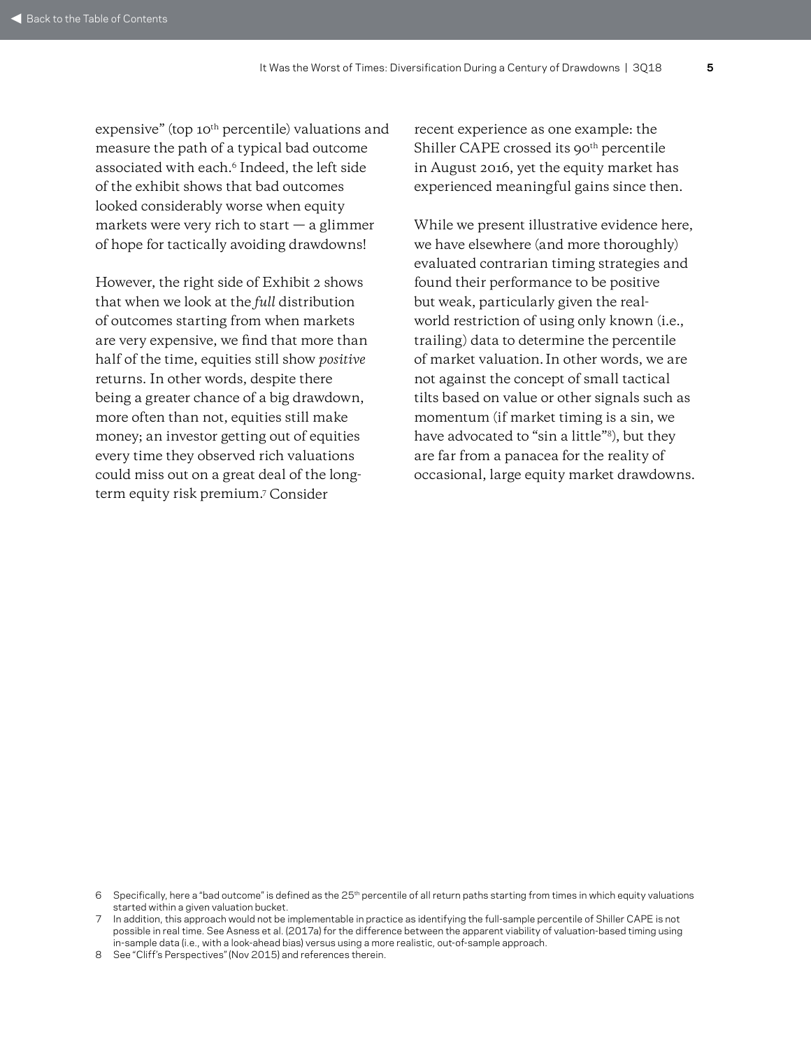expensive" (top 10th percentile) valuations and measure the path of a typical bad outcome associated with each.[6] Indeed, the left side of the exhibit shows that bad outcomes looked considerably worse when equity markets were very rich to start — a glimmer of hope for tactically avoiding drawdowns!

However, the right side of Exhibit 2 shows that when we look at the *full* distribution of outcomes starting from when markets are very expensive, we find that more than half of the time, equities still show *positive* returns. In other words, despite there being a greater chance of a big drawdown, more often than not, equities still make money; an investor getting out of equities every time they observed rich valuations could miss out on a great deal of the long-term equity risk premium.[7] Consider recent experience as one example: the Shiller CAPE crossed its 90th percentile in August 2016, yet the equity market has experienced meaningful gains since then.

While we present illustrative evidence here, we have elsewhere (and more thoroughly) evaluated contrarian timing strategies and found their performance to be positive but weak, particularly given the real-world restriction of using only known (i.e., trailing) data to determine the percentile of market valuation. In other words, we are not against the concept of small tactical tilts based on value or other signals such as momentum (if market timing is a sin, we have advocated to "sin a little"[8]), but they are far from a panacea for the reality of occasional, large equity market drawdowns.

---

6 Specifically, here a "bad outcome" is defined as the 25th percentile of all return paths starting from times in which equity valuations started within a given valuation bucket.

7 In addition, this approach would not be implementable in practice as identifying the full-sample percentile of Shiller CAPE is not possible in real time. See Asness et al. (2017a) for the difference between the apparent viability of valuation-based timing using in-sample data (i.e., with a look-ahead bias) versus using a more realistic, out-of-sample approach.

8 See "Cliff's Perspectives" (Nov 2015) and references therein.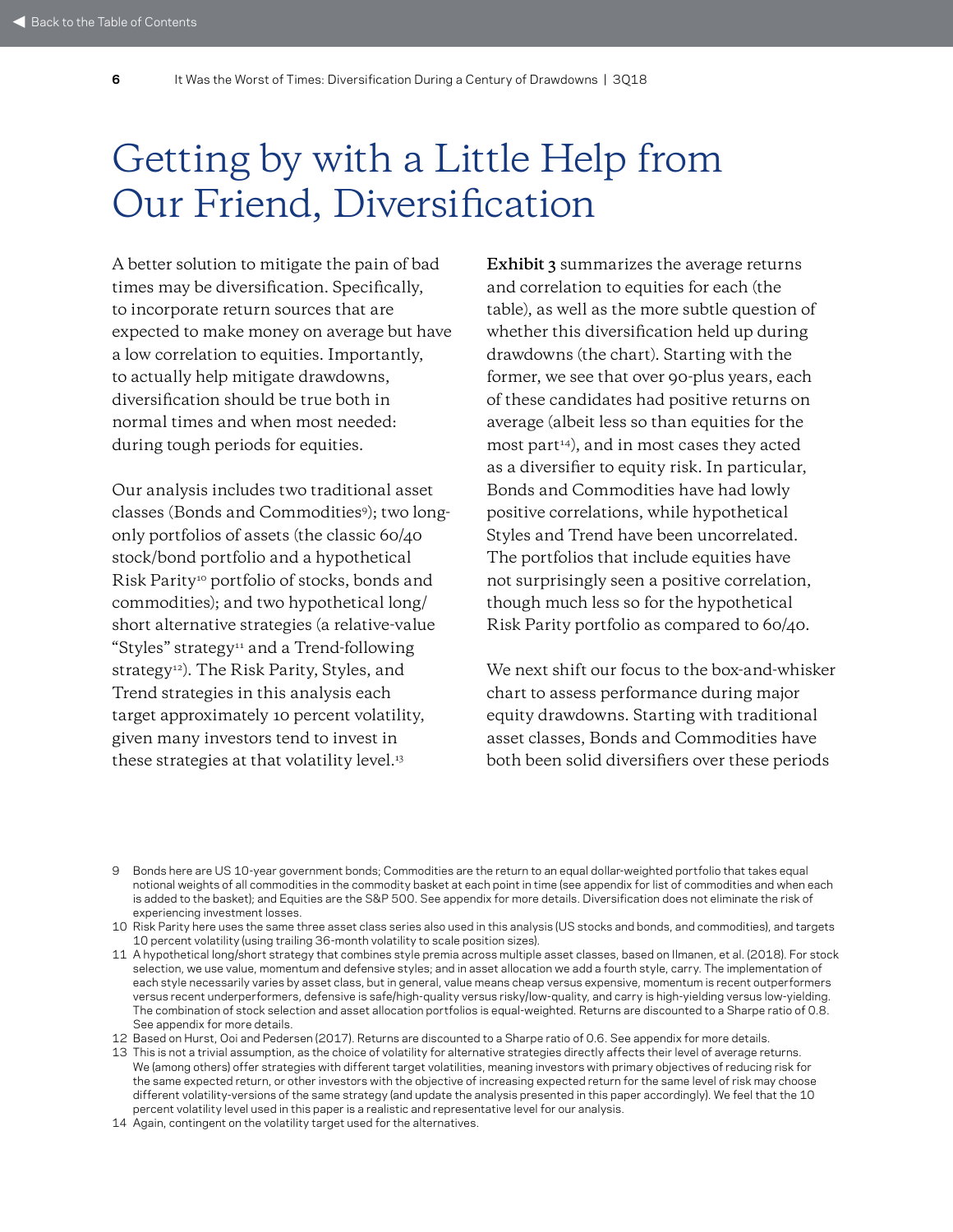# Getting by with a Little Help from Our Friend, Diversification

A better solution to mitigate the pain of bad times may be diversification. Specifically, to incorporate return sources that are expected to make money on average but have a low correlation to equities. Importantly, to actually help mitigate drawdowns, diversification should be true both in normal times and when most needed: during tough periods for equities.

Our analysis includes two traditional asset classes (Bonds and Commodities[9]); two long-only portfolios of assets (the classic 60/40 stock/bond portfolio and a hypothetical Risk Parity[10] portfolio of stocks, bonds and commodities); and two hypothetical long/short alternative strategies (a relative-value "Styles" strategy[11] and a Trend-following strategy[12]). The Risk Parity, Styles, and Trend strategies in this analysis each target approximately 10 percent volatility, given many investors tend to invest in these strategies at that volatility level.[13]

**Exhibit 3** summarizes the average returns and correlation to equities for each (the table), as well as the more subtle question of whether this diversification held up during drawdowns (the chart). Starting with the former, we see that over 90-plus years, each of these candidates had positive returns on average (albeit less so than equities for the most part[14]), and in most cases they acted as a diversifier to equity risk. In particular, Bonds and Commodities have had lowly positive correlations, while hypothetical Styles and Trend have been uncorrelated. The portfolios that include equities have not surprisingly seen a positive correlation, though much less so for the hypothetical Risk Parity portfolio as compared to 60/40.

We next shift our focus to the box-and-whisker chart to assess performance during major equity drawdowns. Starting with traditional asset classes, Bonds and Commodities have both been solid diversifiers over these periods

---

9 Bonds here are US 10-year government bonds; Commodities are the return to an equal dollar-weighted portfolio that takes equal notional weights of all commodities in the commodity basket at each point in time (see appendix for list of commodities and when each is added to the basket); and Equities are the S&P 500. See appendix for more details. Diversification does not eliminate the risk of experiencing investment losses.

10 Risk Parity here uses the same three asset class series also used in this analysis (US stocks and bonds, and commodities), and targets 10 percent volatility (using trailing 36-month volatility to scale position sizes).

11 A hypothetical long/short strategy that combines style premia across multiple asset classes, based on Ilmanen, et al. (2018). For stock selection, we use value, momentum and defensive styles; and in asset allocation we add a fourth style, carry. The implementation of each style necessarily varies by asset class, but in general, value means cheap versus expensive, momentum is recent outperformers versus recent underperformers, defensive is safe/high-quality versus risky/low-quality, and carry is high-yielding versus low-yielding. The combination of stock selection and asset allocation portfolios is equal-weighted. Returns are discounted to a Sharpe ratio of 0.8. See appendix for more details.

12 Based on Hurst, Ooi and Pedersen (2017). Returns are discounted to a Sharpe ratio of 0.6. See appendix for more details.

13 This is not a trivial assumption, as the choice of volatility for alternative strategies directly affects their level of average returns. We (among others) offer strategies with different target volatilities, meaning investors with primary objectives of reducing risk for the same expected return, or other investors with the objective of increasing expected return for the same level of risk may choose different volatility-versions of the same strategy (and update the analysis presented in this paper accordingly). We feel that the 10 percent volatility level used in this paper is a realistic and representative level for our analysis.

14 Again, contingent on the volatility target used for the alternatives.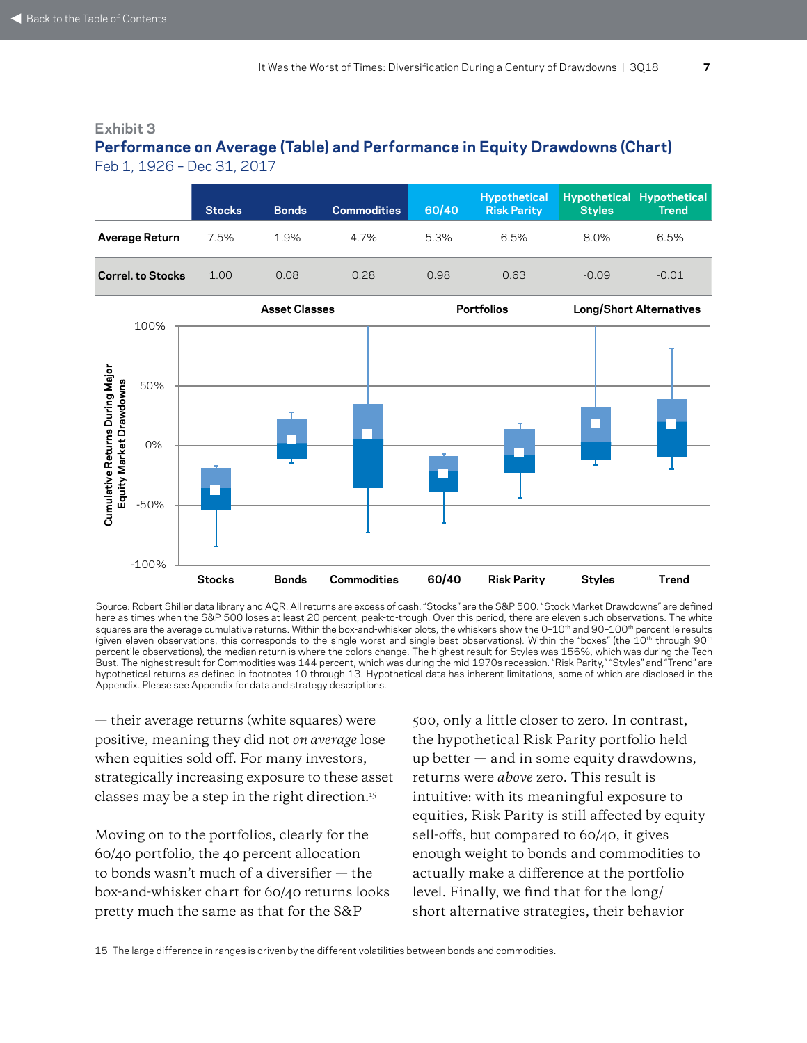### Exhibit 3

## Performance on Average (Table) and Performance in Equity Drawdowns (Chart)

Feb 1, 1926 – Dec 31, 2017

| | Stocks | Bonds | Commodities | 60/40 | Hypothetical Risk Parity | Hypothetical Styles | Hypothetical Trend |
|---|---|---|---|---|---|---|---|
| **Average Return** | 7.5% | 1.9% | 4.7% | 5.3% | 6.5% | 8.0% | 6.5% |
| **Correl. to Stocks** | 1.00 | 0.08 | 0.28 | 0.98 | 0.63 | -0.09 | -0.01 |
| | **Asset Classes** | | | **Portfolios** | | **Long/Short Alternatives** | |

Source: Robert Shiller data library and AQR. All returns are excess of cash. "Stocks" are the S&P 500. "Stock Market Drawdowns" are defined here as times when the S&P 500 loses at least 20 percent, peak-to-trough. Over this period, there are eleven such observations. The white squares are the average cumulative returns. Within the box-and-whisker plots, the whiskers show the 0–10th and 90–100th percentile results (given eleven observations, this corresponds to the single worst and single best observations). Within the "boxes" (the 10th through 90th percentile observations), the median return is where the colors change. The highest result for Styles was 156%, which was during the Tech Bust. The highest result for Commodities was 144 percent, which was during the mid-1970s recession. "Risk Parity," "Styles" and "Trend" are hypothetical returns as defined in footnotes 10 through 13. Hypothetical data has inherent limitations, some of which are disclosed in the Appendix. Please see Appendix for data and strategy descriptions.

— their average returns (white squares) were positive, meaning they did not *on average* lose when equities sold off. For many investors, strategically increasing exposure to these asset classes may be a step in the right direction.[15]

Moving on to the portfolios, clearly for the 60/40 portfolio, the 40 percent allocation to bonds wasn't much of a diversifier — the box-and-whisker chart for 60/40 returns looks pretty much the same as that for the S&P 500, only a little closer to zero. In contrast, the hypothetical Risk Parity portfolio held up better — and in some equity drawdowns, returns were *above* zero. This result is intuitive: with its meaningful exposure to equities, Risk Parity is still affected by equity sell-offs, but compared to 60/40, it gives enough weight to bonds and commodities to actually make a difference at the portfolio level. Finally, we find that for the long/short alternative strategies, their behavior

15 The large difference in ranges is driven by the different volatilities between bonds and commodities.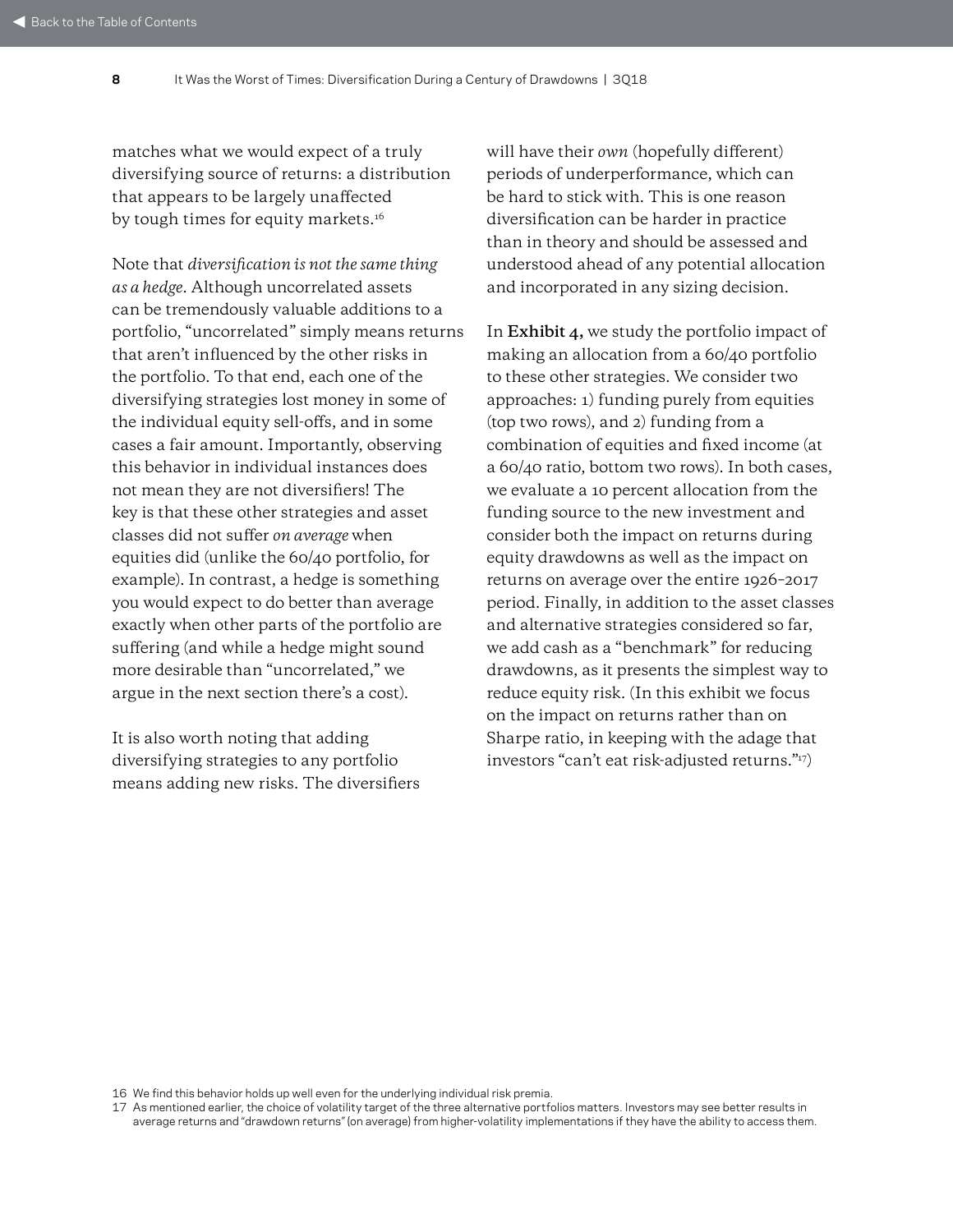matches what we would expect of a truly diversifying source of returns: a distribution that appears to be largely unaffected by tough times for equity markets.[16]

Note that *diversification is not the same thing as a hedge*. Although uncorrelated assets can be tremendously valuable additions to a portfolio, "uncorrelated" simply means returns that aren't influenced by the other risks in the portfolio. To that end, each one of the diversifying strategies lost money in some of the individual equity sell-offs, and in some cases a fair amount. Importantly, observing this behavior in individual instances does not mean they are not diversifiers! The key is that these other strategies and asset classes did not suffer *on average* when equities did (unlike the 60/40 portfolio, for example). In contrast, a hedge is something you would expect to do better than average exactly when other parts of the portfolio are suffering (and while a hedge might sound more desirable than "uncorrelated," we argue in the next section there's a cost).

It is also worth noting that adding diversifying strategies to any portfolio means adding new risks. The diversifiers will have their *own* (hopefully different) periods of underperformance, which can be hard to stick with. This is one reason diversification can be harder in practice than in theory and should be assessed and understood ahead of any potential allocation and incorporated in any sizing decision.

In **Exhibit 4,** we study the portfolio impact of making an allocation from a 60/40 portfolio to these other strategies. We consider two approaches: 1) funding purely from equities (top two rows), and 2) funding from a combination of equities and fixed income (at a 60/40 ratio, bottom two rows). In both cases, we evaluate a 10 percent allocation from the funding source to the new investment and consider both the impact on returns during equity drawdowns as well as the impact on returns on average over the entire 1926–2017 period. Finally, in addition to the asset classes and alternative strategies considered so far, we add cash as a "benchmark" for reducing drawdowns, as it presents the simplest way to reduce equity risk. (In this exhibit we focus on the impact on returns rather than on Sharpe ratio, in keeping with the adage that investors "can't eat risk-adjusted returns."[17])

[16] We find this behavior holds up well even for the underlying individual risk premia.

[17] As mentioned earlier, the choice of volatility target of the three alternative portfolios matters. Investors may see better results in average returns and "drawdown returns" (on average) from higher-volatility implementations if they have the ability to access them.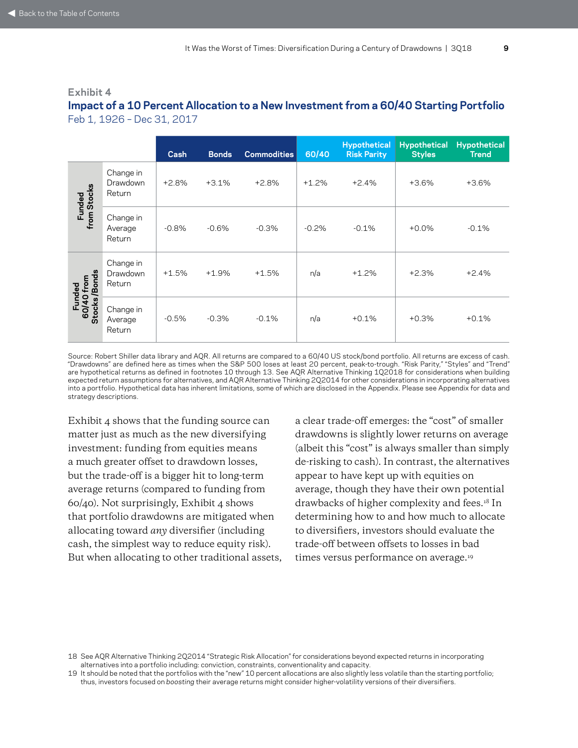### Exhibit 4

## Impact of a 10 Percent Allocation to a New Investment from a 60/40 Starting Portfolio

Feb 1, 1926 – Dec 31, 2017

| | | Cash | Bonds | Commodities | 60/40 | Hypothetical Risk Parity | Hypothetical Styles | Hypothetical Trend |
|---|---|---|---|---|---|---|---|---|
| Funded from Stocks | Change in Drawdown Return | +2.8% | +3.1% | +2.8% | +1.2% | +2.4% | +3.6% | +3.6% |
| | Change in Average Return | -0.8% | -0.6% | -0.3% | -0.2% | -0.1% | +0.0% | -0.1% |
| Funded 60/40 from Stocks/Bonds | Change in Drawdown Return | +1.5% | +1.9% | +1.5% | n/a | +1.2% | +2.3% | +2.4% |
| | Change in Average Return | -0.5% | -0.3% | -0.1% | n/a | +0.1% | +0.3% | +0.1% |

Source: Robert Shiller data library and AQR. All returns are compared to a 60/40 US stock/bond portfolio. All returns are excess of cash. "Drawdowns" are defined here as times when the S&P 500 loses at least 20 percent, peak-to-trough. "Risk Parity," "Styles" and "Trend" are hypothetical returns as defined in footnotes 10 through 13. See AQR Alternative Thinking 1Q2018 for considerations when building expected return assumptions for alternatives, and AQR Alternative Thinking 2Q2014 for other considerations in incorporating alternatives into a portfolio. Hypothetical data has inherent limitations, some of which are disclosed in the Appendix. Please see Appendix for data and strategy descriptions.

Exhibit 4 shows that the funding source can matter just as much as the new diversifying investment: funding from equities means a much greater offset to drawdown losses, but the trade-off is a bigger hit to long-term average returns (compared to funding from 60/40). Not surprisingly, Exhibit 4 shows that portfolio drawdowns are mitigated when allocating toward *any* diversifier (including cash, the simplest way to reduce equity risk). But when allocating to other traditional assets, a clear trade-off emerges: the "cost" of smaller drawdowns is slightly lower returns on average (albeit this "cost" is always smaller than simply de-risking to cash). In contrast, the alternatives appear to have kept up with equities on average, though they have their own potential drawbacks of higher complexity and fees.[18] In determining how to and how much to allocate to diversifiers, investors should evaluate the trade-off between offsets to losses in bad times versus performance on average.[19]

18 See AQR Alternative Thinking 2Q2014 "Strategic Risk Allocation" for considerations beyond expected returns in incorporating alternatives into a portfolio including: conviction, constraints, conventionality and capacity.

19 It should be noted that the portfolios with the "new" 10 percent allocations are also slightly less volatile than the starting portfolio; thus, investors focused on *boosting* their average returns might consider higher-volatility versions of their diversifiers.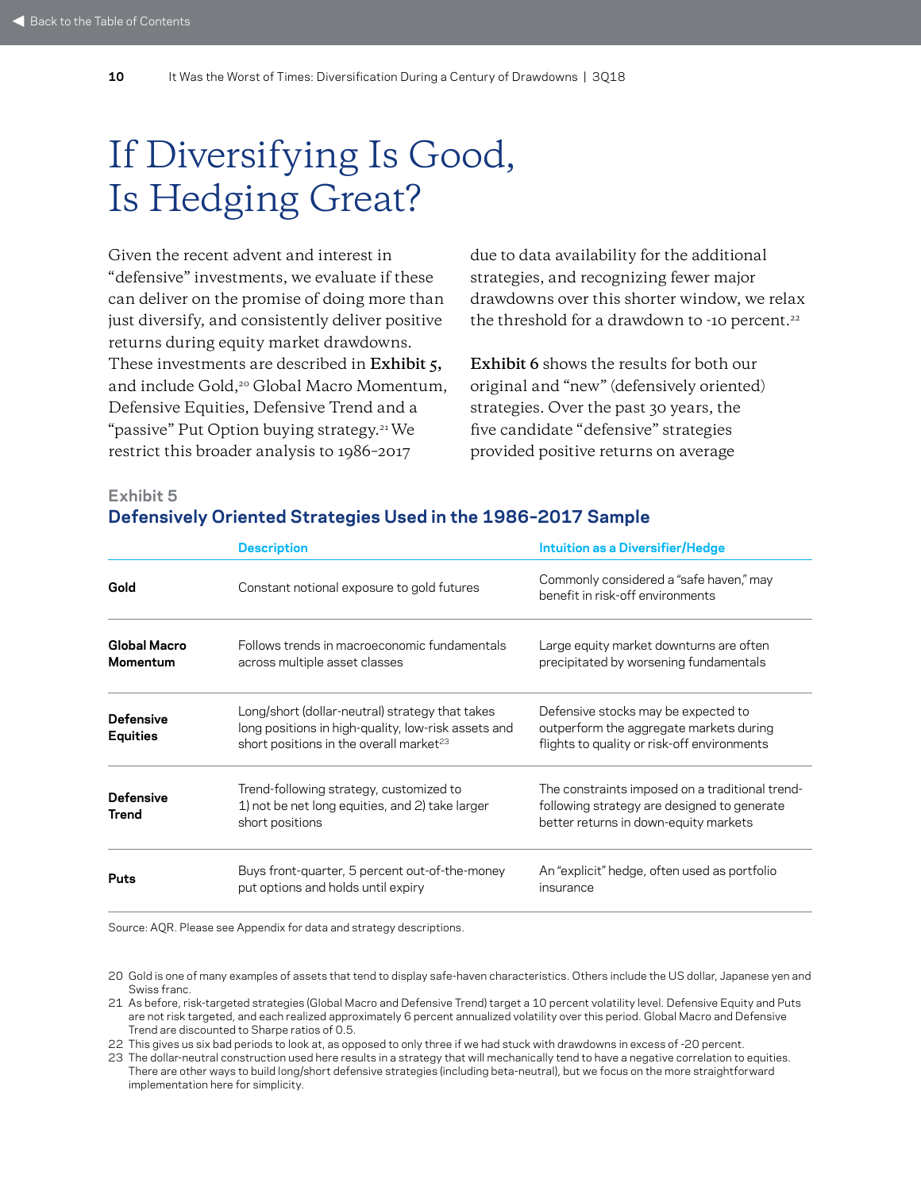# If Diversifying Is Good, Is Hedging Great?

Given the recent advent and interest in "defensive" investments, we evaluate if these can deliver on the promise of doing more than just diversify, and consistently deliver positive returns during equity market drawdowns. These investments are described in **Exhibit 5**, and include Gold,[20] Global Macro Momentum, Defensive Equities, Defensive Trend and a "passive" Put Option buying strategy.[21] We restrict this broader analysis to 1986-2017 due to data availability for the additional strategies, and recognizing fewer major drawdowns over this shorter window, we relax the threshold for a drawdown to -10 percent.[22]

**Exhibit 6** shows the results for both our original and "new" (defensively oriented) strategies. Over the past 30 years, the five candidate "defensive" strategies provided positive returns on average

### Exhibit 5
## Defensively Oriented Strategies Used in the 1986-2017 Sample

| | Description | Intuition as a Diversifier/Hedge |
|---|---|---|
| **Gold** | Constant notional exposure to gold futures | Commonly considered a "safe haven," may benefit in risk-off environments |
| **Global Macro Momentum** | Follows trends in macroeconomic fundamentals across multiple asset classes | Large equity market downturns are often precipitated by worsening fundamentals |
| **Defensive Equities** | Long/short (dollar-neutral) strategy that takes long positions in high-quality, low-risk assets and short positions in the overall market[23] | Defensive stocks may be expected to outperform the aggregate markets during flights to quality or risk-off environments |
| **Defensive Trend** | Trend-following strategy, customized to 1) not be net long equities, and 2) take larger short positions | The constraints imposed on a traditional trend-following strategy are designed to generate better returns in down-equity markets |
| **Puts** | Buys front-quarter, 5 percent out-of-the-money put options and holds until expiry | An "explicit" hedge, often used as portfolio insurance |

Source: AQR. Please see Appendix for data and strategy descriptions.

20 Gold is one of many examples of assets that tend to display safe-haven characteristics. Others include the US dollar, Japanese yen and Swiss franc.

21 As before, risk-targeted strategies (Global Macro and Defensive Trend) target a 10 percent volatility level. Defensive Equity and Puts are not risk targeted, and each realized approximately 6 percent annualized volatility over this period. Global Macro and Defensive Trend are discounted to Sharpe ratios of 0.5.

22 This gives us six bad periods to look at, as opposed to only three if we had stuck with drawdowns in excess of -20 percent.

23 The dollar-neutral construction used here results in a strategy that will mechanically tend to have a negative correlation to equities. There are other ways to build long/short defensive strategies (including beta-neutral), but we focus on the more straightforward implementation here for simplicity.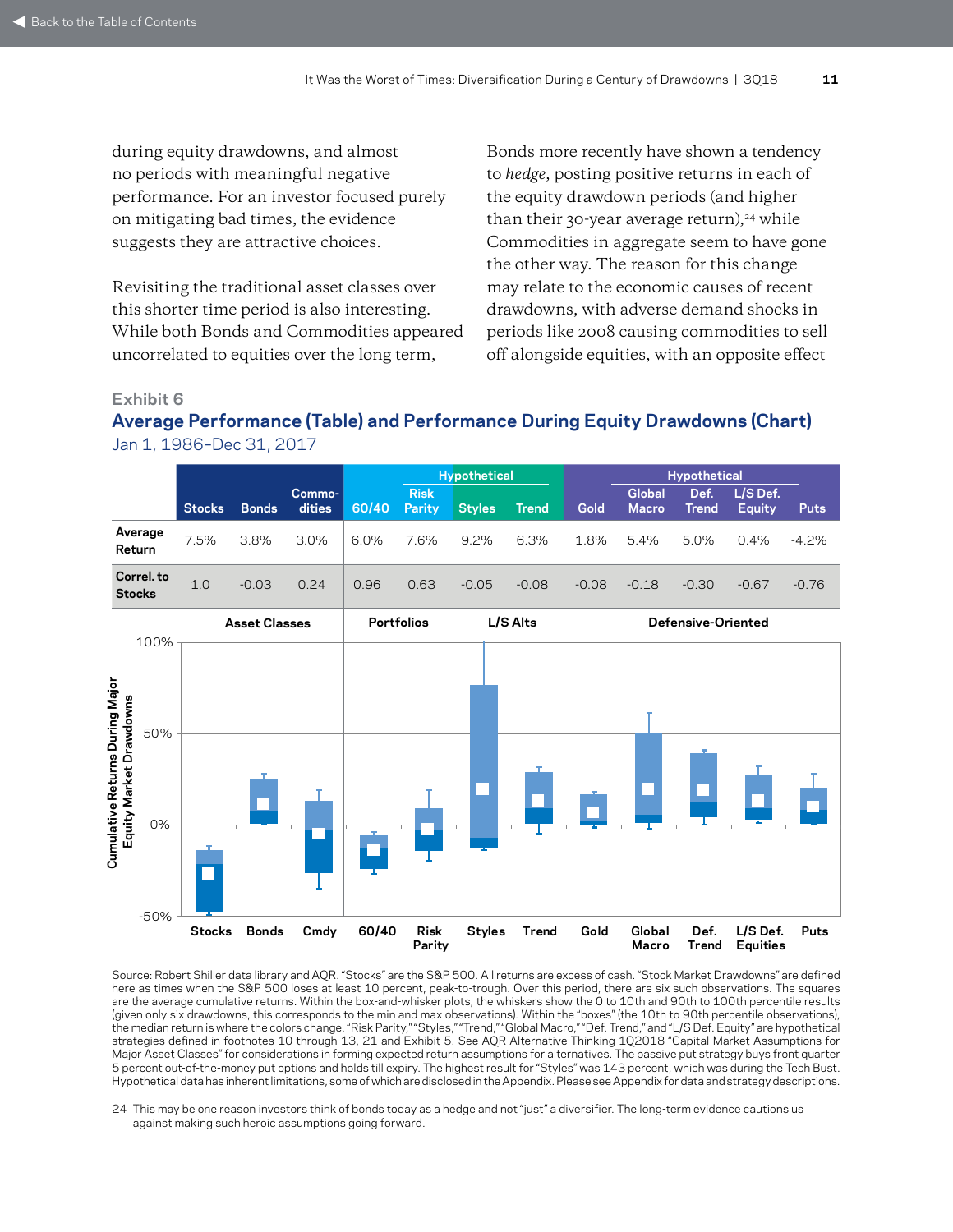during equity drawdowns, and almost no periods with meaningful negative performance. For an investor focused purely on mitigating bad times, the evidence suggests they are attractive choices.

Revisiting the traditional asset classes over this shorter time period is also interesting. While both Bonds and Commodities appeared uncorrelated to equities over the long term, Bonds more recently have shown a tendency to *hedge*, posting positive returns in each of the equity drawdown periods (and higher than their 30-year average return),[24] while Commodities in aggregate seem to have gone the other way. The reason for this change may relate to the economic causes of recent drawdowns, with adverse demand shocks in periods like 2008 causing commodities to sell off alongside equities, with an opposite effect

### Exhibit 6

## Average Performance (Table) and Performance During Equity Drawdowns (Chart)

Jan 1, 1986–Dec 31, 2017

| | Stocks | Bonds | Commodities | 60/40 | Risk Parity (Hypothetical) | Styles (Hypothetical) | Trend (Hypothetical) | Gold | Global Macro (Hypothetical) | Def. Trend (Hypothetical) | L/S Def. Equity (Hypothetical) | Puts |
|---|---|---|---|---|---|---|---|---|---|---|---|---|
| **Average Return** | 7.5% | 3.8% | 3.0% | 6.0% | 7.6% | 9.2% | 6.3% | 1.8% | 5.4% | 5.0% | 0.4% | -4.2% |
| **Correl. to Stocks** | 1.0 | -0.03 | 0.24 | 0.96 | 0.63 | -0.05 | -0.08 | -0.08 | -0.18 | -0.30 | -0.67 | -0.76 |
| | **Asset Classes** | | | **Portfolios** | | **L/S Alts** | | **Defensive-Oriented** | | | | |

Source: Robert Shiller data library and AQR. "Stocks" are the S&P 500. All returns are excess of cash. "Stock Market Drawdowns" are defined here as times when the S&P 500 loses at least 10 percent, peak-to-trough. Over this period, there are six such observations. The squares are the average cumulative returns. Within the box-and-whisker plots, the whiskers show the 0 to 10th and 90th to 100th percentile results (given only six drawdowns, this corresponds to the min and max observations). Within the "boxes" (the 10th to 90th percentile observations), the median return is where the colors change. "Risk Parity," "Styles," "Trend," "Global Macro," "Def. Trend," and "L/S Def. Equity" are hypothetical strategies defined in footnotes 10 through 13, 21 and Exhibit 5. See AQR Alternative Thinking 1Q2018 "Capital Market Assumptions for Major Asset Classes" for considerations in forming expected return assumptions for alternatives. The passive put strategy buys front quarter 5 percent out-of-the-money put options and holds till expiry. The highest result for "Styles" was 143 percent, which was during the Tech Bust. Hypothetical data has inherent limitations, some of which are disclosed in the Appendix. Please see Appendix for data and strategy descriptions.

[24] This may be one reason investors think of bonds today as a hedge and not "just" a diversifier. The long-term evidence cautions us against making such heroic assumptions going forward.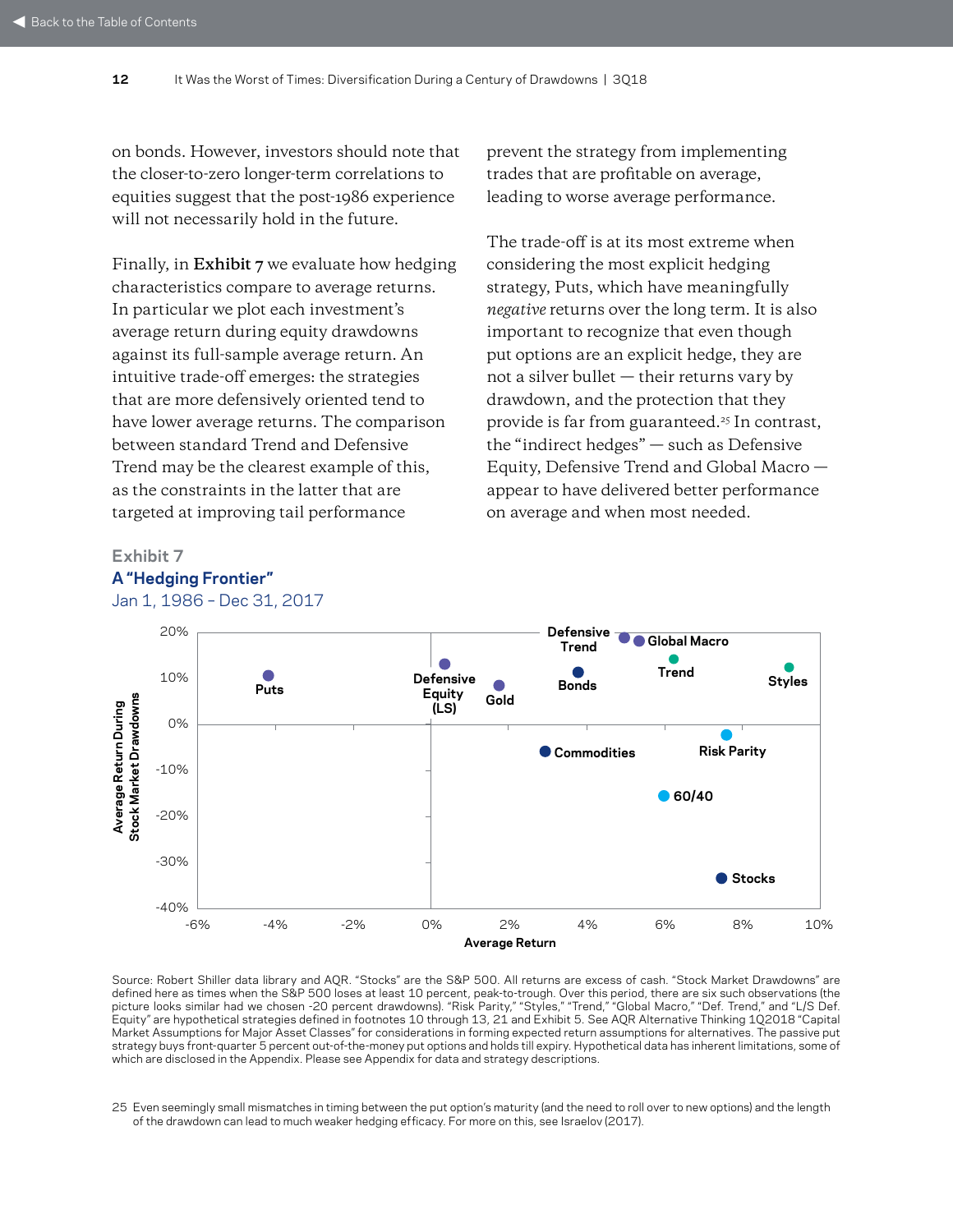on bonds. However, investors should note that the closer-to-zero longer-term correlations to equities suggest that the post-1986 experience will not necessarily hold in the future.

Finally, in **Exhibit 7** we evaluate how hedging characteristics compare to average returns. In particular we plot each investment's average return during equity drawdowns against its full-sample average return. An intuitive trade-off emerges: the strategies that are more defensively oriented tend to have lower average returns. The comparison between standard Trend and Defensive Trend may be the clearest example of this, as the constraints in the latter that are targeted at improving tail performance prevent the strategy from implementing trades that are profitable on average, leading to worse average performance.

The trade-off is at its most extreme when considering the most explicit hedging strategy, Puts, which have meaningfully *negative* returns over the long term. It is also important to recognize that even though put options are an explicit hedge, they are not a silver bullet — their returns vary by drawdown, and the protection that they provide is far from guaranteed.[25] In contrast, the "indirect hedges" — such as Defensive Equity, Defensive Trend and Global Macro — appear to have delivered better performance on average and when most needed.

### Exhibit 7
**A "Hedging Frontier"**
Jan 1, 1986 – Dec 31, 2017

Average Return During Stock Market Drawdowns vs. Average Return: Puts, Defensive Equity (LS), Gold, Bonds, Defensive Trend, Global Macro, Trend, Styles, Commodities, Risk Parity, 60/40, Stocks

Source: Robert Shiller data library and AQR. "Stocks" are the S&P 500. All returns are excess of cash. "Stock Market Drawdowns" are defined here as times when the S&P 500 loses at least 10 percent, peak-to-trough. Over this period, there are six such observations (the picture looks similar had we chosen -20 percent drawdowns). "Risk Parity," "Styles," "Trend," "Global Macro," "Def. Trend," and "L/S Def. Equity" are hypothetical strategies defined in footnotes 10 through 13, 21 and Exhibit 5. See AQR Alternative Thinking 1Q2018 "Capital Market Assumptions for Major Asset Classes" for considerations in forming expected return assumptions for alternatives. The passive put strategy buys front-quarter 5 percent out-of-the-money put options and holds till expiry. Hypothetical data has inherent limitations, some of which are disclosed in the Appendix. Please see Appendix for data and strategy descriptions.

25 Even seemingly small mismatches in timing between the put option's maturity (and the need to roll over to new options) and the length of the drawdown can lead to much weaker hedging efficacy. For more on this, see Israelov (2017).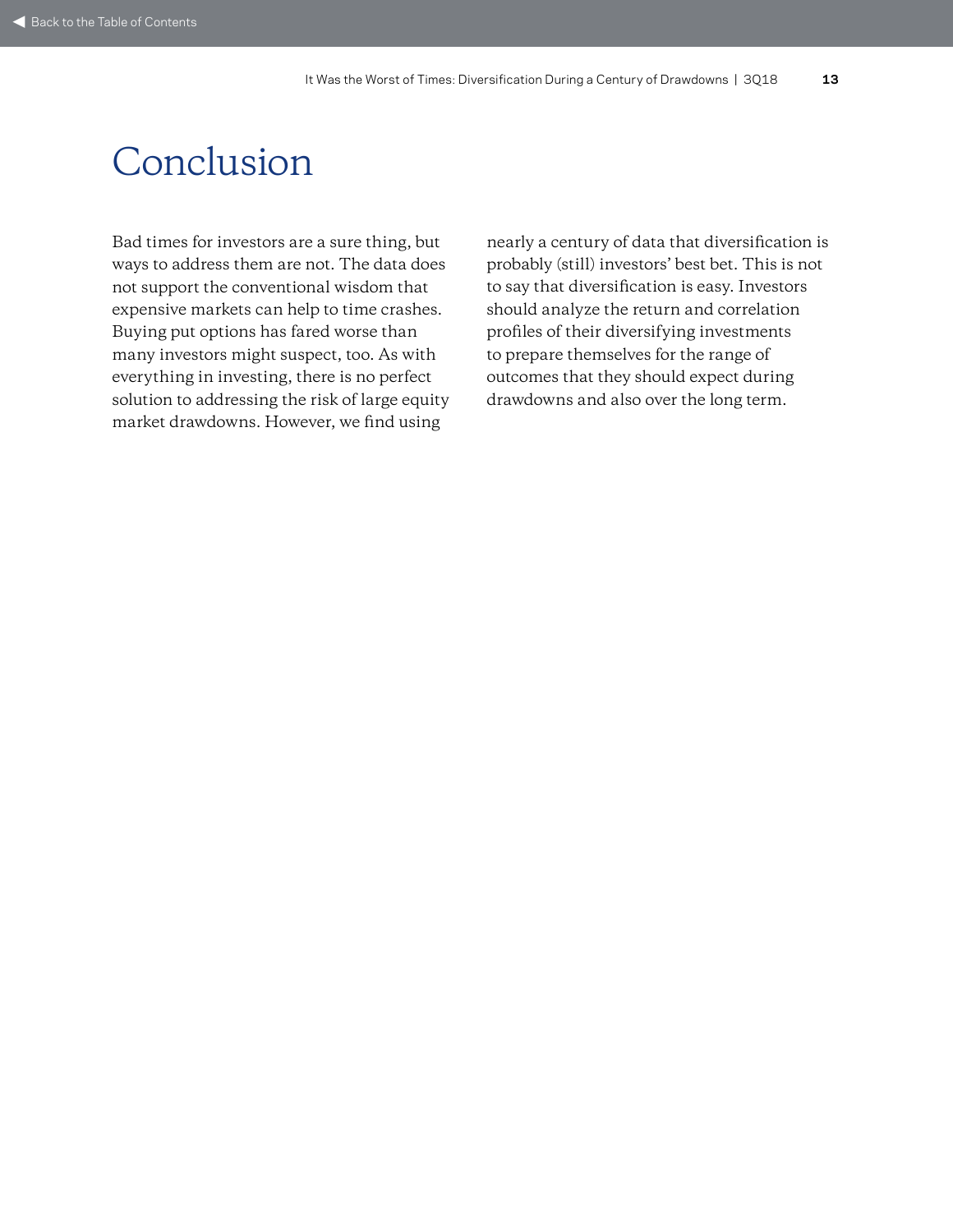# Conclusion

Bad times for investors are a sure thing, but ways to address them are not. The data does not support the conventional wisdom that expensive markets can help to time crashes. Buying put options has fared worse than many investors might suspect, too. As with everything in investing, there is no perfect solution to addressing the risk of large equity market drawdowns. However, we find using nearly a century of data that diversification is probably (still) investors' best bet. This is not to say that diversification is easy. Investors should analyze the return and correlation profiles of their diversifying investments to prepare themselves for the range of outcomes that they should expect during drawdowns and also over the long term.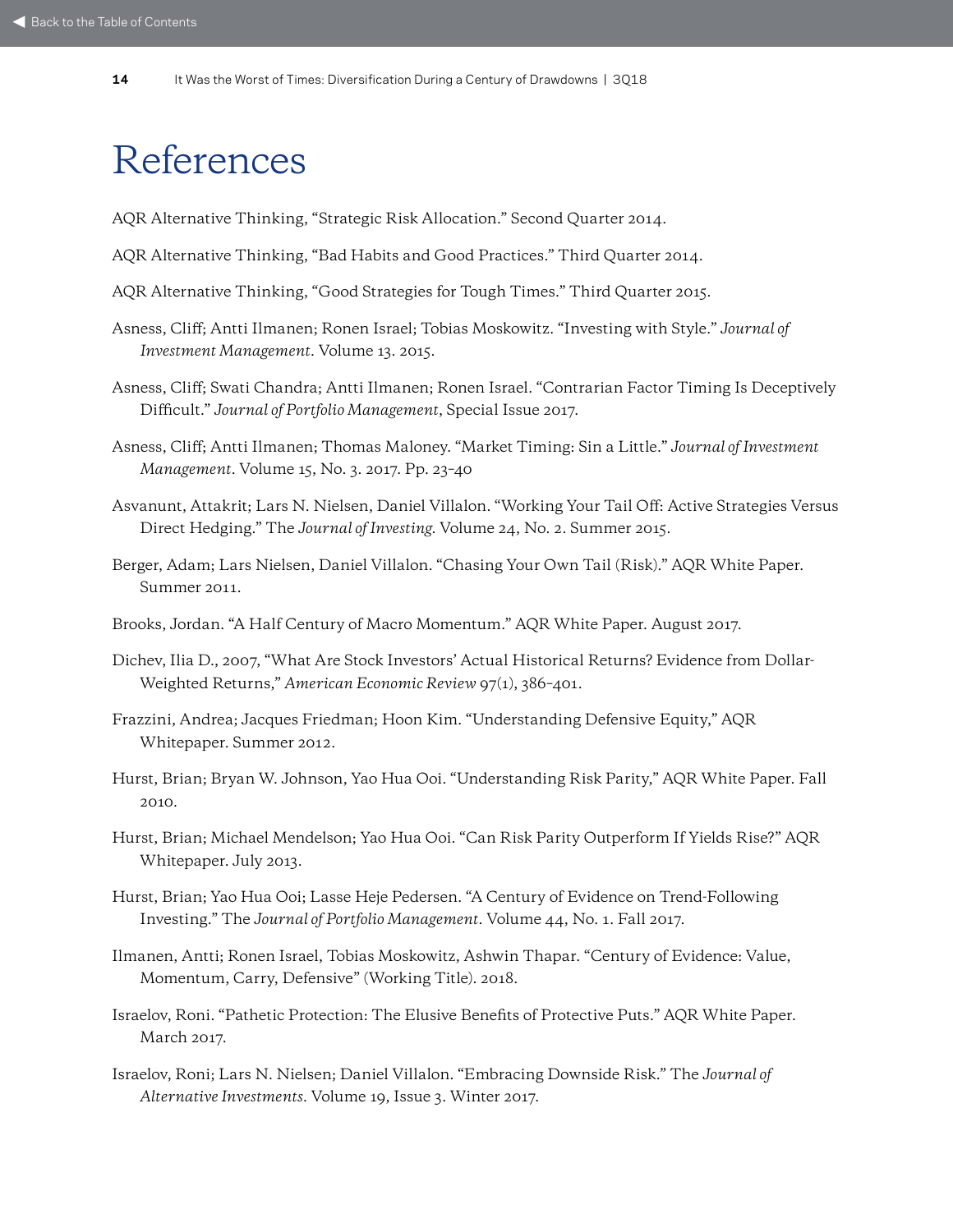# References

AQR Alternative Thinking, "Strategic Risk Allocation." Second Quarter 2014.

AQR Alternative Thinking, "Bad Habits and Good Practices." Third Quarter 2014.

AQR Alternative Thinking, "Good Strategies for Tough Times." Third Quarter 2015.

Asness, Cliff; Antti Ilmanen; Ronen Israel; Tobias Moskowitz. "Investing with Style." *Journal of Investment Management*. Volume 13. 2015.

Asness, Cliff; Swati Chandra; Antti Ilmanen; Ronen Israel. "Contrarian Factor Timing Is Deceptively Difficult." *Journal of Portfolio Management*, Special Issue 2017.

Asness, Cliff; Antti Ilmanen; Thomas Maloney. "Market Timing: Sin a Little." *Journal of Investment Management*. Volume 15, No. 3. 2017. Pp. 23-40

Asvanunt, Attakrit; Lars N. Nielsen, Daniel Villalon. "Working Your Tail Off: Active Strategies Versus Direct Hedging." The *Journal of Investing*. Volume 24, No. 2. Summer 2015.

Berger, Adam; Lars Nielsen, Daniel Villalon. "Chasing Your Own Tail (Risk)." AQR White Paper. Summer 2011.

Brooks, Jordan. "A Half Century of Macro Momentum." AQR White Paper. August 2017.

Dichev, Ilia D., 2007, "What Are Stock Investors' Actual Historical Returns? Evidence from Dollar-Weighted Returns," *American Economic Review* 97(1), 386-401.

Frazzini, Andrea; Jacques Friedman; Hoon Kim. "Understanding Defensive Equity," AQR Whitepaper. Summer 2012.

Hurst, Brian; Bryan W. Johnson, Yao Hua Ooi. "Understanding Risk Parity," AQR White Paper. Fall 2010.

Hurst, Brian; Michael Mendelson; Yao Hua Ooi. "Can Risk Parity Outperform If Yields Rise?" AQR Whitepaper. July 2013.

Hurst, Brian; Yao Hua Ooi; Lasse Heje Pedersen. "A Century of Evidence on Trend-Following Investing." The *Journal of Portfolio Management*. Volume 44, No. 1. Fall 2017.

Ilmanen, Antti; Ronen Israel, Tobias Moskowitz, Ashwin Thapar. "Century of Evidence: Value, Momentum, Carry, Defensive" (Working Title). 2018.

Israelov, Roni. "Pathetic Protection: The Elusive Benefits of Protective Puts." AQR White Paper. March 2017.

Israelov, Roni; Lars N. Nielsen; Daniel Villalon. "Embracing Downside Risk." The *Journal of Alternative Investments*. Volume 19, Issue 3. Winter 2017.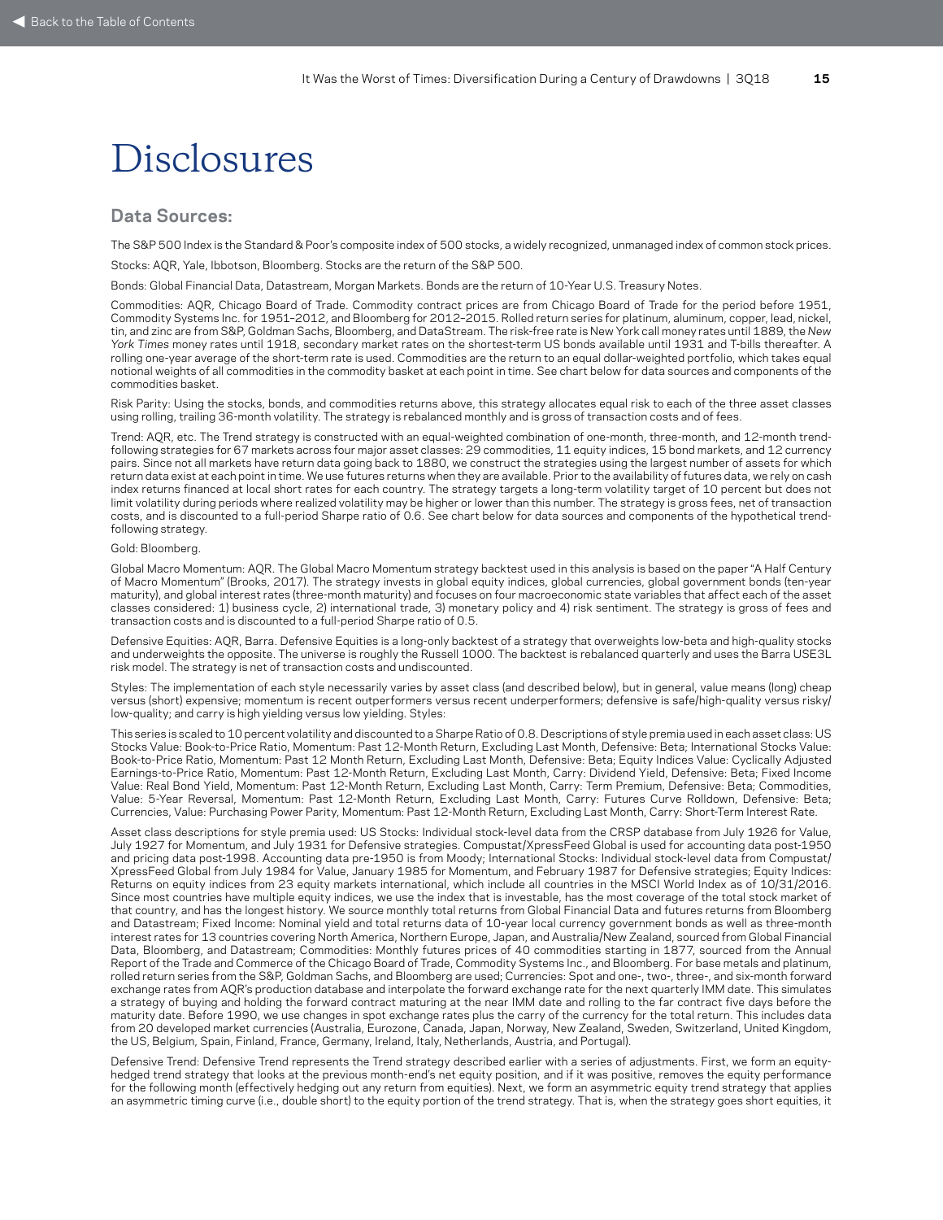# Disclosures

## Data Sources:

The S&P 500 Index is the Standard & Poor's composite index of 500 stocks, a widely recognized, unmanaged index of common stock prices.

Stocks: AQR, Yale, Ibbotson, Bloomberg. Stocks are the return of the S&P 500.

Bonds: Global Financial Data, Datastream, Morgan Markets. Bonds are the return of 10-Year U.S. Treasury Notes.

Commodities: AQR, Chicago Board of Trade. Commodity contract prices are from Chicago Board of Trade for the period before 1951, Commodity Systems Inc. for 1951–2012, and Bloomberg for 2012–2015. Rolled return series for platinum, aluminum, copper, lead, nickel, tin, and zinc are from S&P, Goldman Sachs, Bloomberg, and DataStream. The risk-free rate is New York call money rates until 1889, the *New York Times* money rates until 1918, secondary market rates on the shortest-term US bonds available until 1931 and T-bills thereafter. A rolling one-year average of the short-term rate is used. Commodities are the return to an equal dollar-weighted portfolio, which takes equal notional weights of all commodities in the commodity basket at each point in time. See chart below for data sources and components of the commodities basket.

Risk Parity: Using the stocks, bonds, and commodities returns above, this strategy allocates equal risk to each of the three asset classes using rolling, trailing 36-month volatility. The strategy is rebalanced monthly and is gross of transaction costs and of fees.

Trend: AQR, etc. The Trend strategy is constructed with an equal-weighted combination of one-month, three-month, and 12-month trend-following strategies for 67 markets across four major asset classes: 29 commodities, 11 equity indices, 15 bond markets, and 12 currency pairs. Since not all markets have return data going back to 1880, we construct the strategies using the largest number of assets for which return data exist at each point in time. We use futures returns when they are available. Prior to the availability of futures data, we rely on cash index returns financed at local short rates for each country. The strategy targets a long-term volatility target of 10 percent but does not limit volatility during periods where realized volatility may be higher or lower than this number. The strategy is gross fees, net of transaction costs, and is discounted to a full-period Sharpe ratio of 0.6. See chart below for data sources and components of the hypothetical trend-following strategy.

Gold: Bloomberg.

Global Macro Momentum: AQR. The Global Macro Momentum strategy backtest used in this analysis is based on the paper "A Half Century of Macro Momentum" (Brooks, 2017). The strategy invests in global equity indices, global currencies, global government bonds (ten-year maturity), and global interest rates (three-month maturity) and focuses on four macroeconomic state variables that affect each of the asset classes considered: 1) business cycle, 2) international trade, 3) monetary policy and 4) risk sentiment. The strategy is gross of fees and transaction costs and is discounted to a full-period Sharpe ratio of 0.5.

Defensive Equities: AQR, Barra. Defensive Equities is a long-only backtest of a strategy that overweights low-beta and high-quality stocks and underweights the opposite. The universe is roughly the Russell 1000. The backtest is rebalanced quarterly and uses the Barra USE3L risk model. The strategy is net of transaction costs and undiscounted.

Styles: The implementation of each style necessarily varies by asset class (and described below), but in general, value means (long) cheap versus (short) expensive; momentum is recent outperformers versus recent underperformers; defensive is safe/high-quality versus risky/low-quality; and carry is high yielding versus low yielding. Styles:

This series is scaled to 10 percent volatility and discounted to a Sharpe Ratio of 0.8. Descriptions of style premia used in each asset class: US Stocks Value: Book-to-Price Ratio, Momentum: Past 12-Month Return, Excluding Last Month, Defensive: Beta; International Stocks Value: Book-to-Price Ratio, Momentum: Past 12 Month Return, Excluding Last Month, Defensive: Beta; Equity Indices Value: Cyclically Adjusted Earnings-to-Price Ratio, Momentum: Past 12-Month Return, Excluding Last Month, Carry: Dividend Yield, Defensive: Beta; Fixed Income Value: Real Bond Yield, Momentum: Past 12-Month Return, Excluding Last Month, Carry: Term Premium, Defensive: Beta; Commodities, Value: 5-Year Reversal, Momentum: Past 12-Month Return, Excluding Last Month, Carry: Futures Curve Rolldown, Defensive: Beta; Currencies, Value: Purchasing Power Parity, Momentum: Past 12-Month Return, Excluding Last Month, Carry: Short-Term Interest Rate.

Asset class descriptions for style premia used: US Stocks: Individual stock-level data from the CRSP database from July 1926 for Value, July 1927 for Momentum, and July 1931 for Defensive strategies. Compustat/XpressFeed Global is used for accounting data post-1950 and pricing data post-1998. Accounting data pre-1950 is from Moody; International Stocks: Individual stock-level data from Compustat/XpressFeed Global from July 1984 for Value, January 1985 for Momentum, and February 1987 for Defensive strategies; Equity Indices: Returns on equity indices from 23 equity markets international, which include all countries in the MSCI World Index as of 10/31/2016. Since most countries have multiple equity indices, we use the index that is investable, has the most coverage of the total stock market of that country, and has the longest history. We source monthly total returns from Global Financial Data and futures returns from Bloomberg and Datastream; Fixed Income: Nominal yield and total returns data of 10-year local currency government bonds as well as three-month interest rates for 13 countries covering North America, Northern Europe, Japan, and Australia/New Zealand, sourced from Global Financial Data, Bloomberg, and Datastream; Commodities: Monthly futures prices of 40 commodities starting in 1877, sourced from the Annual Report of the Trade and Commerce of the Chicago Board of Trade, Commodity Systems Inc., and Bloomberg. For base metals and platinum, rolled return series from the S&P, Goldman Sachs, and Bloomberg are used; Currencies: Spot and one-, two-, three-, and six-month forward exchange rates from AQR's production database and interpolate the forward exchange rate for the next quarterly IMM date. This simulates a strategy of buying and holding the forward contract maturing at the near IMM date and rolling to the far contract five days before the maturity date. Before 1990, we use changes in spot exchange rates plus the carry of the currency for the total return. This includes data from 20 developed market currencies (Australia, Eurozone, Canada, Japan, Norway, New Zealand, Sweden, Switzerland, United Kingdom, the US, Belgium, Spain, Finland, France, Germany, Ireland, Italy, Netherlands, Austria, and Portugal).

Defensive Trend: Defensive Trend represents the Trend strategy described earlier with a series of adjustments. First, we form an equity-hedged trend strategy that looks at the previous month-end's net equity position, and if it was positive, removes the equity performance for the following month (effectively hedging out any return from equities). Next, we form an asymmetric equity trend strategy that applies an asymmetric timing curve (i.e., double short) to the equity portion of the trend strategy. That is, when the strategy goes short equities, it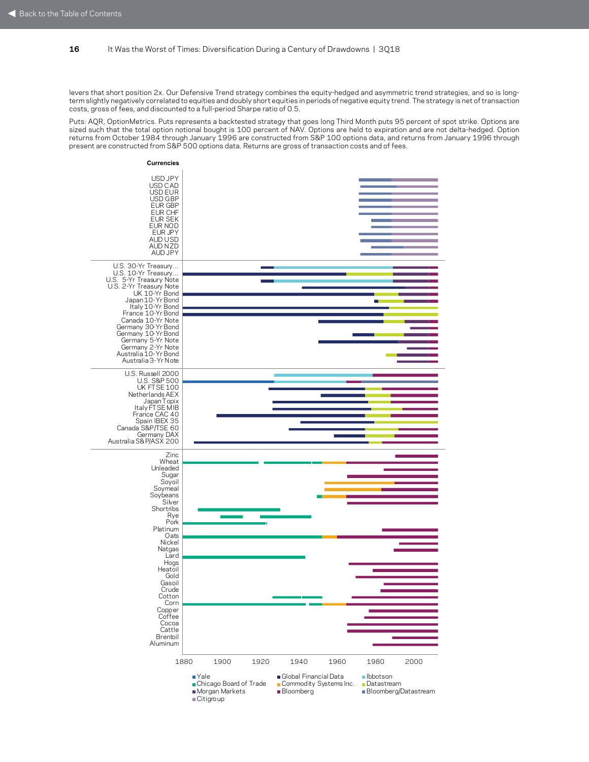levers that short position 2x. Our Defensive Trend strategy combines the equity-hedged and asymmetric trend strategies, and so is long-term slightly negatively correlated to equities and doubly short equities in periods of negative equity trend. The strategy is net of transaction costs, gross of fees, and discounted to a full-period Sharpe ratio of 0.5.

Puts: AQR, OptionMetrics. Puts represents a backtested strategy that goes long Third Month puts 95 percent of spot strike. Options are sized such that the total option notional bought is 100 percent of NAV. Options are held to expiration and are not delta-hedged. Option returns from October 1984 through January 1996 are constructed from S&P 100 options data, and returns from January 1996 through present are constructed from S&P 500 options data. Returns are gross of transaction costs and of fees.

**Currencies**

USD JPY
USD CAD
USD EUR
USD GBP
EUR GBP
EUR CHF
EUR SEK
EUR NOD
EUR JPY
AUD USD
AUD NZD
AUD JPY

U.S. 30-Yr Treasury...
U.S. 10-Yr Treasury...
U.S. 5-Yr Treasury Note
U.S. 2-Yr Treasury Note
UK 10-Yr Bond
Japan 10-Yr Bond
Italy 10-Yr Bond
France 10-Yr Bond
Canada 10-Yr Note
Germany 30-Yr Bond
Germany 10-Yr Bond
Germany 5-Yr Note
Germany 2-Yr Note
Australia 10-Yr Bond
Australia 3-Yr Note

U.S. Russell 2000
U.S. S&P 500
UK FTSE 100
Netherlands AEX
Japan Topix
Italy FTSE MIB
France CAC 40
Spain IBEX 35
Canada S&P/TSE 60
Germany DAX
Australia S&P/ASX 200

Zinc
Wheat
Unleaded
Sugar
Soyoil
Soymeal
Soybeans
Silver
Shortribs
Rye
Pork
Platinum
Oats
Nickel
Natgas
Lard
Hogs
Heatoil
Gold
Gasoil
Crude
Cotton
Corn
Copper
Coffee
Cocoa
Cattle
Brentoil
Aluminum

1880 1900 1920 1940 1960 1980 2000

- Yale
- Chicago Board of Trade
- Morgan Markets
- Citigroup
- Global Financial Data
- Commodity Systems Inc.
- Bloomberg
- Ibbotson
- Datastream
- Bloomberg/Datastream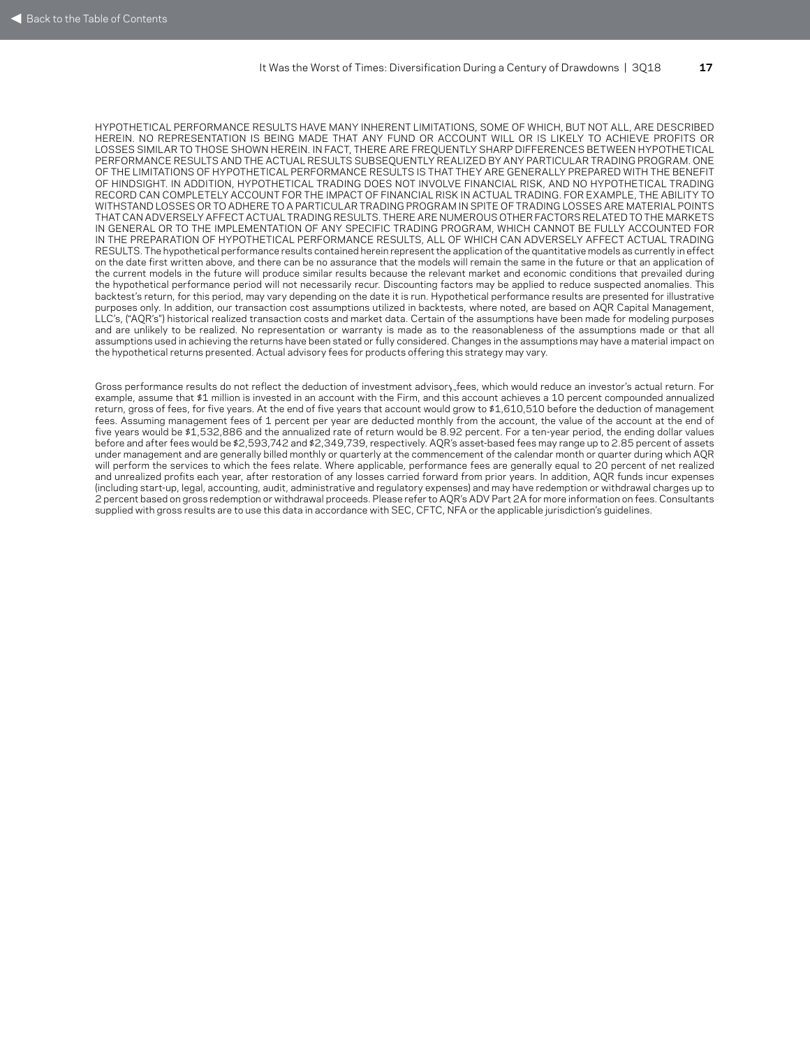HYPOTHETICAL PERFORMANCE RESULTS HAVE MANY INHERENT LIMITATIONS, SOME OF WHICH, BUT NOT ALL, ARE DESCRIBED HEREIN. NO REPRESENTATION IS BEING MADE THAT ANY FUND OR ACCOUNT WILL OR IS LIKELY TO ACHIEVE PROFITS OR LOSSES SIMILAR TO THOSE SHOWN HEREIN. IN FACT, THERE ARE FREQUENTLY SHARP DIFFERENCES BETWEEN HYPOTHETICAL PERFORMANCE RESULTS AND THE ACTUAL RESULTS SUBSEQUENTLY REALIZED BY ANY PARTICULAR TRADING PROGRAM. ONE OF THE LIMITATIONS OF HYPOTHETICAL PERFORMANCE RESULTS IS THAT THEY ARE GENERALLY PREPARED WITH THE BENEFIT OF HINDSIGHT. IN ADDITION, HYPOTHETICAL TRADING DOES NOT INVOLVE FINANCIAL RISK, AND NO HYPOTHETICAL TRADING RECORD CAN COMPLETELY ACCOUNT FOR THE IMPACT OF FINANCIAL RISK IN ACTUAL TRADING. FOR EXAMPLE, THE ABILITY TO WITHSTAND LOSSES OR TO ADHERE TO A PARTICULAR TRADING PROGRAM IN SPITE OF TRADING LOSSES ARE MATERIAL POINTS THAT CAN ADVERSELY AFFECT ACTUAL TRADING RESULTS. THERE ARE NUMEROUS OTHER FACTORS RELATED TO THE MARKETS IN GENERAL OR TO THE IMPLEMENTATION OF ANY SPECIFIC TRADING PROGRAM, WHICH CANNOT BE FULLY ACCOUNTED FOR IN THE PREPARATION OF HYPOTHETICAL PERFORMANCE RESULTS, ALL OF WHICH CAN ADVERSELY AFFECT ACTUAL TRADING RESULTS. The hypothetical performance results contained herein represent the application of the quantitative models as currently in effect on the date first written above, and there can be no assurance that the models will remain the same in the future or that an application of the current models in the future will produce similar results because the relevant market and economic conditions that prevailed during the hypothetical performance period will not necessarily recur. Discounting factors may be applied to reduce suspected anomalies. This backtest's return, for this period, may vary depending on the date it is run. Hypothetical performance results are presented for illustrative purposes only. In addition, our transaction cost assumptions utilized in backtests, where noted, are based on AQR Capital Management, LLC's, ("AQR's") historical realized transaction costs and market data. Certain of the assumptions have been made for modeling purposes and are unlikely to be realized. No representation or warranty is made as to the reasonableness of the assumptions made or that all assumptions used in achieving the returns have been stated or fully considered. Changes in the assumptions may have a material impact on the hypothetical returns presented. Actual advisory fees for products offering this strategy may vary.

Gross performance results do not reflect the deduction of investment advisory fees, which would reduce an investor's actual return. For example, assume that $1 million is invested in an account with the Firm, and this account achieves a 10 percent compounded annualized return, gross of fees, for five years. At the end of five years that account would grow to $1,610,510 before the deduction of management fees. Assuming management fees of 1 percent per year are deducted monthly from the account, the value of the account at the end of five years would be $1,532,886 and the annualized rate of return would be 8.92 percent. For a ten-year period, the ending dollar values before and after fees would be $2,593,742 and $2,349,739, respectively. AQR's asset-based fees may range up to 2.85 percent of assets under management and are generally billed monthly or quarterly at the commencement of the calendar month or quarter during which AQR will perform the services to which the fees relate. Where applicable, performance fees are generally equal to 20 percent of net realized and unrealized profits each year, after restoration of any losses carried forward from prior years. In addition, AQR funds incur expenses (including start-up, legal, accounting, audit, administrative and regulatory expenses) and may have redemption or withdrawal charges up to 2 percent based on gross redemption or withdrawal proceeds. Please refer to AQR's ADV Part 2A for more information on fees. Consultants supplied with gross results are to use this data in accordance with SEC, CFTC, NFA or the applicable jurisdiction's guidelines.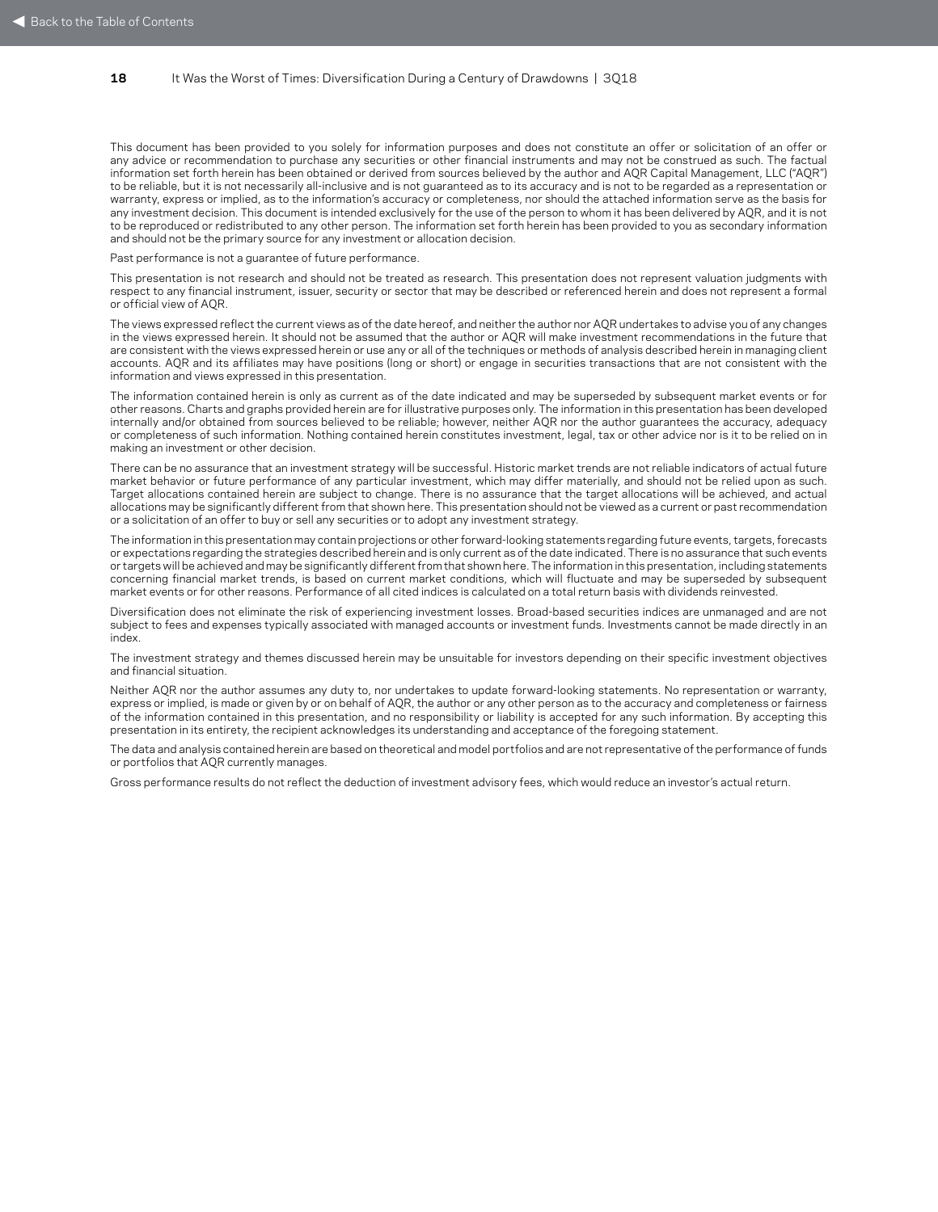This document has been provided to you solely for information purposes and does not constitute an offer or solicitation of an offer or any advice or recommendation to purchase any securities or other financial instruments and may not be construed as such. The factual information set forth herein has been obtained or derived from sources believed by the author and AQR Capital Management, LLC ("AQR") to be reliable, but it is not necessarily all-inclusive and is not guaranteed as to its accuracy and is not to be regarded as a representation or warranty, express or implied, as to the information's accuracy or completeness, nor should the attached information serve as the basis for any investment decision. This document is intended exclusively for the use of the person to whom it has been delivered by AQR, and it is not to be reproduced or redistributed to any other person. The information set forth herein has been provided to you as secondary information and should not be the primary source for any investment or allocation decision.

Past performance is not a guarantee of future performance.

This presentation is not research and should not be treated as research. This presentation does not represent valuation judgments with respect to any financial instrument, issuer, security or sector that may be described or referenced herein and does not represent a formal or official view of AQR.

The views expressed reflect the current views as of the date hereof, and neither the author nor AQR undertakes to advise you of any changes in the views expressed herein. It should not be assumed that the author or AQR will make investment recommendations in the future that are consistent with the views expressed herein or use any or all of the techniques or methods of analysis described herein in managing client accounts. AQR and its affiliates may have positions (long or short) or engage in securities transactions that are not consistent with the information and views expressed in this presentation.

The information contained herein is only as current as of the date indicated and may be superseded by subsequent market events or for other reasons. Charts and graphs provided herein are for illustrative purposes only. The information in this presentation has been developed internally and/or obtained from sources believed to be reliable; however, neither AQR nor the author guarantees the accuracy, adequacy or completeness of such information. Nothing contained herein constitutes investment, legal, tax or other advice nor is it to be relied on in making an investment or other decision.

There can be no assurance that an investment strategy will be successful. Historic market trends are not reliable indicators of actual future market behavior or future performance of any particular investment, which may differ materially, and should not be relied upon as such. Target allocations contained herein are subject to change. There is no assurance that the target allocations will be achieved, and actual allocations may be significantly different from that shown here. This presentation should not be viewed as a current or past recommendation or a solicitation of an offer to buy or sell any securities or to adopt any investment strategy.

The information in this presentation may contain projections or other forward-looking statements regarding future events, targets, forecasts or expectations regarding the strategies described herein and is only current as of the date indicated. There is no assurance that such events or targets will be achieved and may be significantly different from that shown here. The information in this presentation, including statements concerning financial market trends, is based on current market conditions, which will fluctuate and may be superseded by subsequent market events or for other reasons. Performance of all cited indices is calculated on a total return basis with dividends reinvested.

Diversification does not eliminate the risk of experiencing investment losses. Broad-based securities indices are unmanaged and are not subject to fees and expenses typically associated with managed accounts or investment funds. Investments cannot be made directly in an index.

The investment strategy and themes discussed herein may be unsuitable for investors depending on their specific investment objectives and financial situation.

Neither AQR nor the author assumes any duty to, nor undertakes to update forward-looking statements. No representation or warranty, express or implied, is made or given by or on behalf of AQR, the author or any other person as to the accuracy and completeness or fairness of the information contained in this presentation, and no responsibility or liability is accepted for any such information. By accepting this presentation in its entirety, the recipient acknowledges its understanding and acceptance of the foregoing statement.

The data and analysis contained herein are based on theoretical and model portfolios and are not representative of the performance of funds or portfolios that AQR currently manages.

Gross performance results do not reflect the deduction of investment advisory fees, which would reduce an investor's actual return.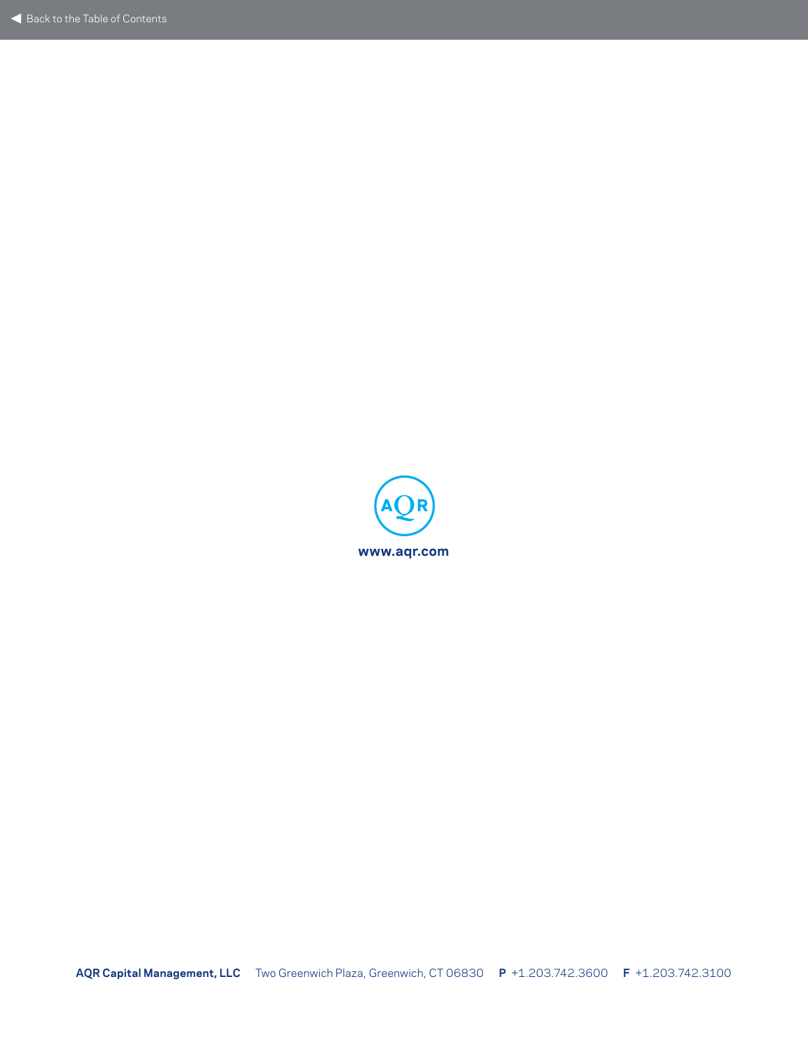Back to the Table of Contents

AQR

**www.aqr.com**

**AQR Capital Management, LLC** Two Greenwich Plaza, Greenwich, CT 06830 **P** +1.203.742.3600 **F** +1.203.742.3100